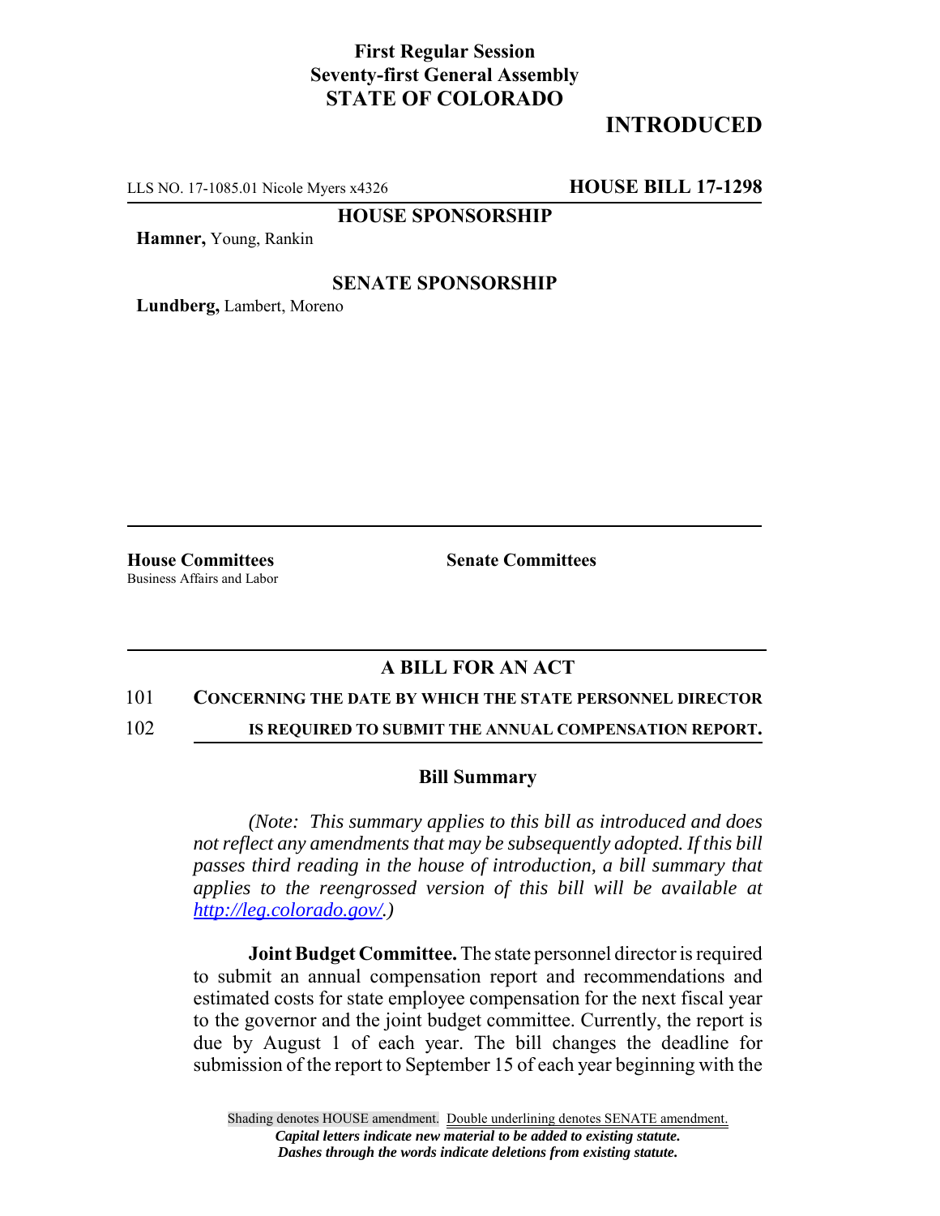**First Regular Session**
**Seventy-first General Assembly**
**STATE OF COLORADO**

# INTRODUCED

LLS NO. 17-1085.01 Nicole Myers x4326 **HOUSE BILL 17-1298**

**HOUSE SPONSORSHIP**

**Hamner,** Young, Rankin

**SENATE SPONSORSHIP**

**Lundberg,** Lambert, Moreno

**House Committees**
Business Affairs and Labor

**Senate Committees**

## A BILL FOR AN ACT

101 **CONCERNING THE DATE BY WHICH THE STATE PERSONNEL DIRECTOR**
102 **IS REQUIRED TO SUBMIT THE ANNUAL COMPENSATION REPORT.**

### Bill Summary

*(Note: This summary applies to this bill as introduced and does not reflect any amendments that may be subsequently adopted. If this bill passes third reading in the house of introduction, a bill summary that applies to the reengrossed version of this bill will be available at http://leg.colorado.gov/.)*

**Joint Budget Committee.** The state personnel director is required to submit an annual compensation report and recommendations and estimated costs for state employee compensation for the next fiscal year to the governor and the joint budget committee. Currently, the report is due by August 1 of each year. The bill changes the deadline for submission of the report to September 15 of each year beginning with the

Shading denotes HOUSE amendment. Double underlining denotes SENATE amendment.
*Capital letters indicate new material to be added to existing statute.*
*Dashes through the words indicate deletions from existing statute.*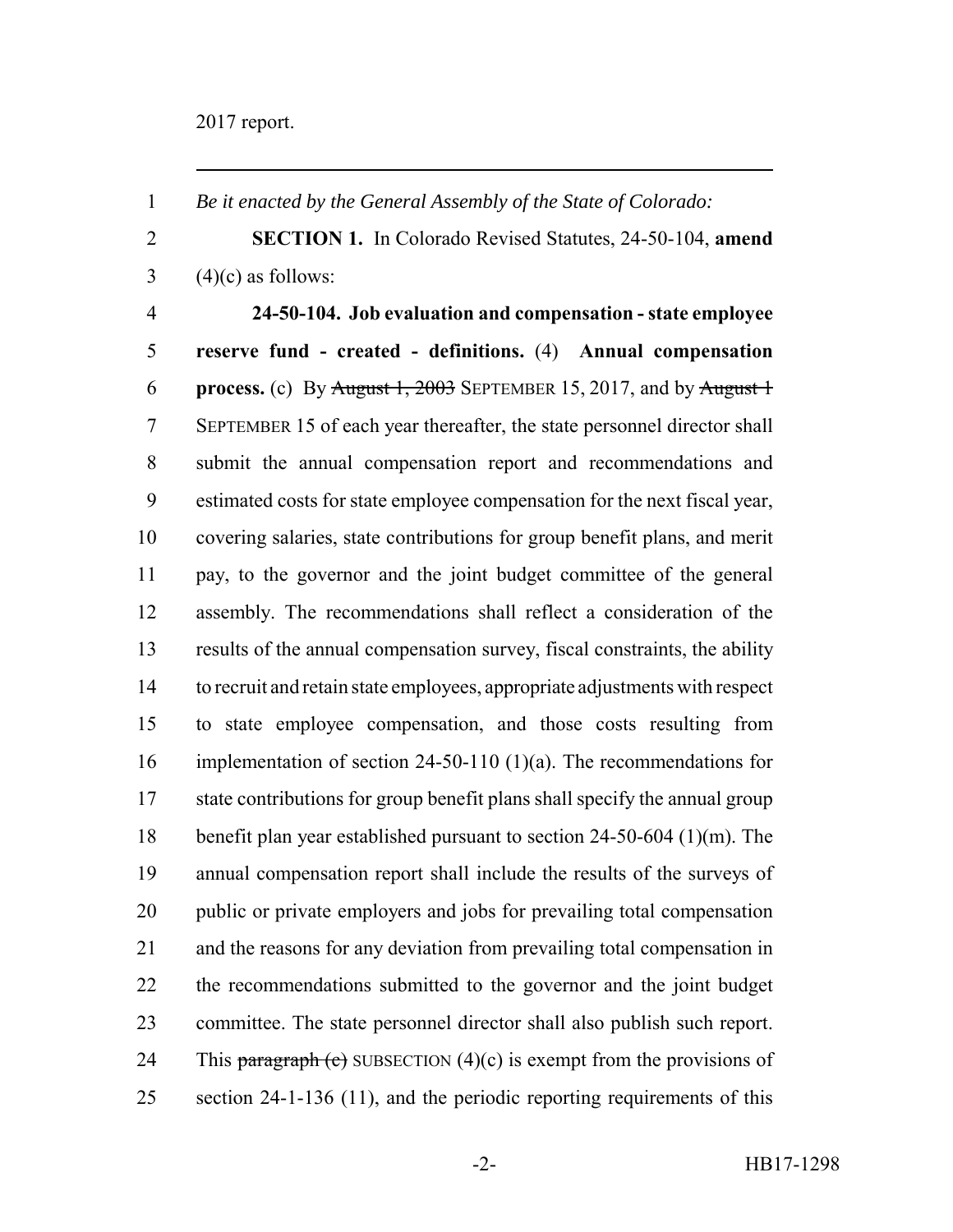2017 report.

---

1 *Be it enacted by the General Assembly of the State of Colorado:*

2 **SECTION 1.** In Colorado Revised Statutes, 24-50-104, **amend**
3 (4)(c) as follows:

4 **24-50-104. Job evaluation and compensation - state employee**
5 **reserve fund - created - definitions.** (4) **Annual compensation**
6 **process.** (c) By ~~August 1, 2003~~ SEPTEMBER 15, 2017, and by ~~August 1~~
7 SEPTEMBER 15 of each year thereafter, the state personnel director shall
8 submit the annual compensation report and recommendations and
9 estimated costs for state employee compensation for the next fiscal year,
10 covering salaries, state contributions for group benefit plans, and merit
11 pay, to the governor and the joint budget committee of the general
12 assembly. The recommendations shall reflect a consideration of the
13 results of the annual compensation survey, fiscal constraints, the ability
14 to recruit and retain state employees, appropriate adjustments with respect
15 to state employee compensation, and those costs resulting from
16 implementation of section 24-50-110 (1)(a). The recommendations for
17 state contributions for group benefit plans shall specify the annual group
18 benefit plan year established pursuant to section 24-50-604 (1)(m). The
19 annual compensation report shall include the results of the surveys of
20 public or private employers and jobs for prevailing total compensation
21 and the reasons for any deviation from prevailing total compensation in
22 the recommendations submitted to the governor and the joint budget
23 committee. The state personnel director shall also publish such report.
24 This ~~paragraph (c)~~ SUBSECTION (4)(c) is exempt from the provisions of
25 section 24-1-136 (11), and the periodic reporting requirements of this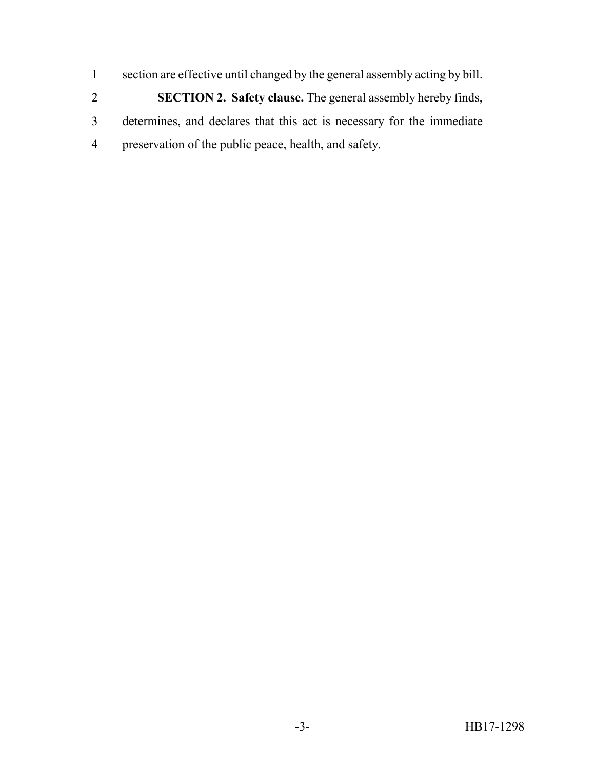section are effective until changed by the general assembly acting by bill.

**SECTION 2. Safety clause.** The general assembly hereby finds, determines, and declares that this act is necessary for the immediate preservation of the public peace, health, and safety.